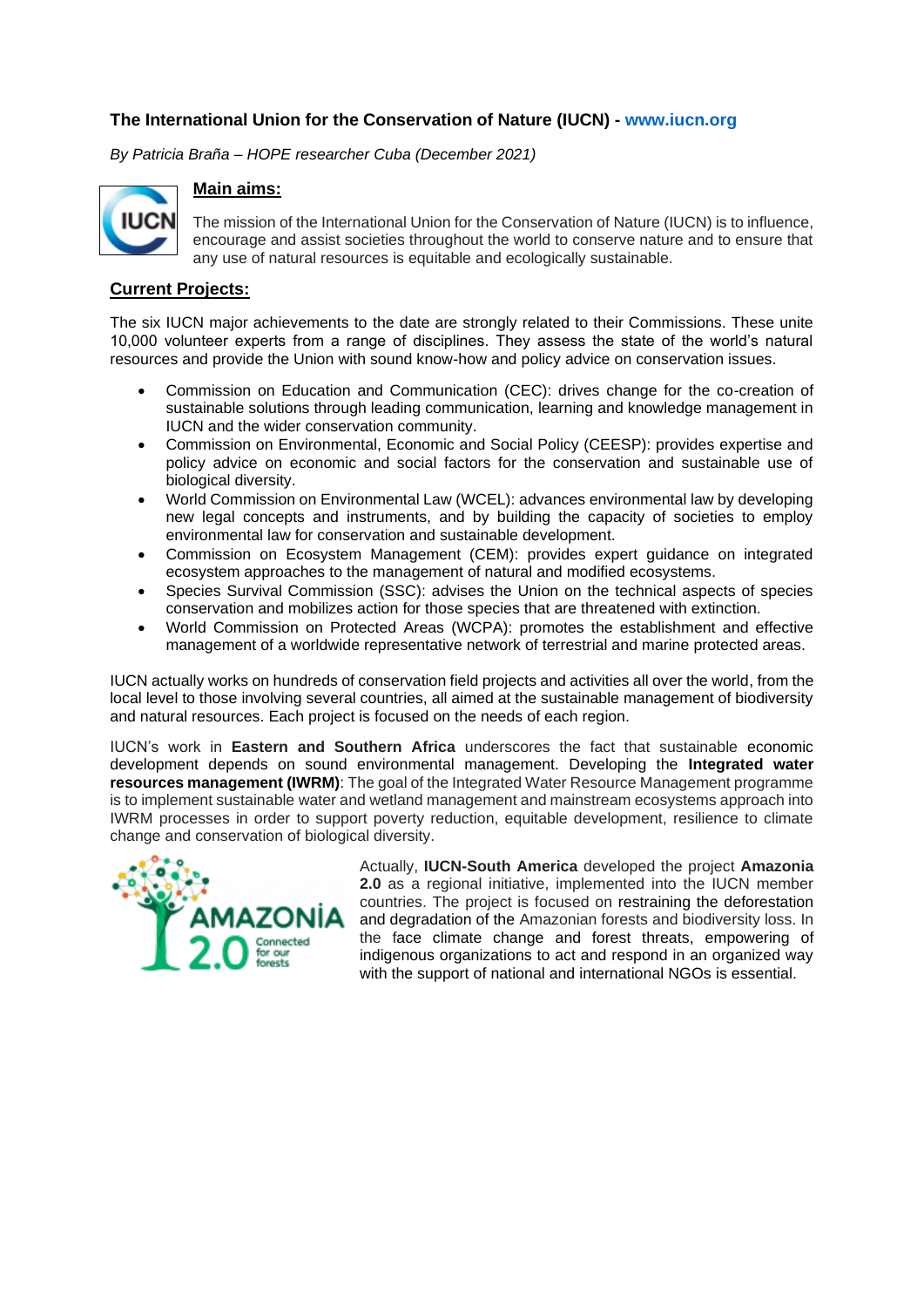# The International Union for the Conservation of Nature (IUCN) - www.iucn.org

*By Patricia Braña – HOPE researcher Cuba (December 2021)*

## Main aims:

The mission of the International Union for the Conservation of Nature (IUCN) is to influence, encourage and assist societies throughout the world to conserve nature and to ensure that any use of natural resources is equitable and ecologically sustainable.

## Current Projects:

The six IUCN major achievements to the date are strongly related to their Commissions. These unite 10,000 volunteer experts from a range of disciplines. They assess the state of the world's natural resources and provide the Union with sound know-how and policy advice on conservation issues.

- Commission on Education and Communication (CEC): drives change for the co-creation of sustainable solutions through leading communication, learning and knowledge management in IUCN and the wider conservation community.
- Commission on Environmental, Economic and Social Policy (CEESP): provides expertise and policy advice on economic and social factors for the conservation and sustainable use of biological diversity.
- World Commission on Environmental Law (WCEL): advances environmental law by developing new legal concepts and instruments, and by building the capacity of societies to employ environmental law for conservation and sustainable development.
- Commission on Ecosystem Management (CEM): provides expert guidance on integrated ecosystem approaches to the management of natural and modified ecosystems.
- Species Survival Commission (SSC): advises the Union on the technical aspects of species conservation and mobilizes action for those species that are threatened with extinction.
- World Commission on Protected Areas (WCPA): promotes the establishment and effective management of a worldwide representative network of terrestrial and marine protected areas.

IUCN actually works on hundreds of conservation field projects and activities all over the world, from the local level to those involving several countries, all aimed at the sustainable management of biodiversity and natural resources. Each project is focused on the needs of each region.

IUCN's work in **Eastern and Southern Africa** underscores the fact that sustainable economic development depends on sound environmental management. Developing the **Integrated water resources management (IWRM)**: The goal of the Integrated Water Resource Management programme is to implement sustainable water and wetland management and mainstream ecosystems approach into IWRM processes in order to support poverty reduction, equitable development, resilience to climate change and conservation of biological diversity.

Actually, **IUCN-South America** developed the project **Amazonia 2.0** as a regional initiative, implemented into the IUCN member countries. The project is focused on restraining the deforestation and degradation of the Amazonian forests and biodiversity loss. In the face climate change and forest threats, empowering of indigenous organizations to act and respond in an organized way with the support of national and international NGOs is essential.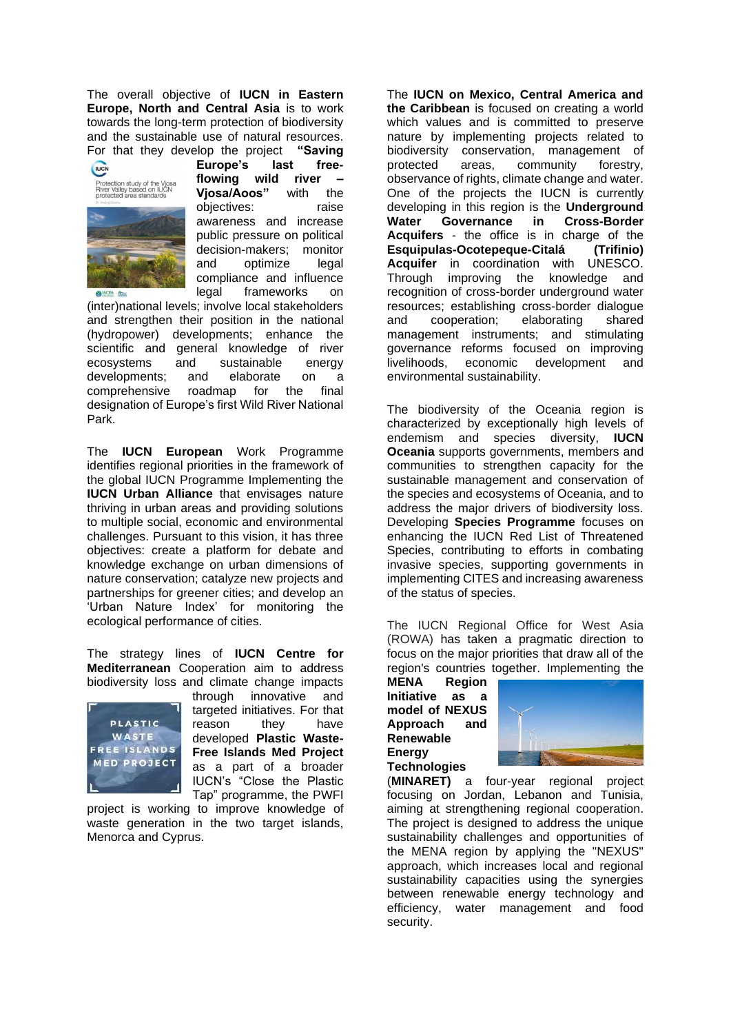The overall objective of **IUCN in Eastern Europe, North and Central Asia** is to work towards the long-term protection of biodiversity and the sustainable use of natural resources. For that they develop the project **"Saving Europe's last free-flowing wild river – Vjosa/Aoos"** with the objectives: raise awareness and increase public pressure on political decision-makers; monitor and optimize legal compliance and influence legal frameworks on (inter)national levels; involve local stakeholders and strengthen their position in the national (hydropower) developments; enhance the scientific and general knowledge of river ecosystems and sustainable energy developments; and elaborate on a comprehensive roadmap for the final designation of Europe's first Wild River National Park.

The **IUCN European** Work Programme identifies regional priorities in the framework of the global IUCN Programme Implementing the **IUCN Urban Alliance** that envisages nature thriving in urban areas and providing solutions to multiple social, economic and environmental challenges. Pursuant to this vision, it has three objectives: create a platform for debate and knowledge exchange on urban dimensions of nature conservation; catalyze new projects and partnerships for greener cities; and develop an 'Urban Nature Index' for monitoring the ecological performance of cities.

The strategy lines of **IUCN Centre for Mediterranean** Cooperation aim to address biodiversity loss and climate change impacts through innovative and targeted initiatives. For that reason they have developed **Plastic Waste-Free Islands Med Project** as a part of a broader IUCN's "Close the Plastic Tap" programme, the PWFI project is working to improve knowledge of waste generation in the two target islands, Menorca and Cyprus.

The **IUCN on Mexico, Central America and the Caribbean** is focused on creating a world which values and is committed to preserve nature by implementing projects related to biodiversity conservation, management of protected areas, community forestry, observance of rights, climate change and water. One of the projects the IUCN is currently developing in this region is the **Underground Water Governance in Cross-Border Acquifers** - the office is in charge of the **Esquipulas-Ocotepeque-Citalá (Trifinio) Acquifer** in coordination with UNESCO. Through improving the knowledge and recognition of cross-border underground water resources; establishing cross-border dialogue and cooperation; elaborating shared management instruments; and stimulating governance reforms focused on improving livelihoods, economic development and environmental sustainability.

The biodiversity of the Oceania region is characterized by exceptionally high levels of endemism and species diversity, **IUCN Oceania** supports governments, members and communities to strengthen capacity for the sustainable management and conservation of the species and ecosystems of Oceania, and to address the major drivers of biodiversity loss. Developing **Species Programme** focuses on enhancing the IUCN Red List of Threatened Species, contributing to efforts in combating invasive species, supporting governments in implementing CITES and increasing awareness of the status of species.

The IUCN Regional Office for West Asia (ROWA) has taken a pragmatic direction to focus on the major priorities that draw all of the region's countries together. Implementing the **MENA Region Initiative as a model of NEXUS Approach and Renewable Energy Technologies** (**MINARET)** a four-year regional project focusing on Jordan, Lebanon and Tunisia, aiming at strengthening regional cooperation. The project is designed to address the unique sustainability challenges and opportunities of the MENA region by applying the "NEXUS" approach, which increases local and regional sustainability capacities using the synergies between renewable energy technology and efficiency, water management and food security.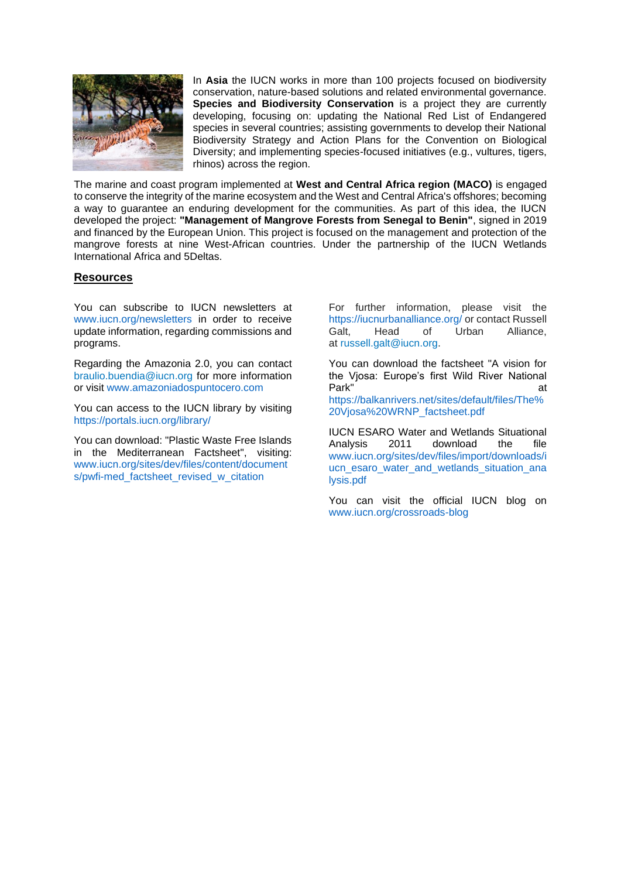In **Asia** the IUCN works in more than 100 projects focused on biodiversity conservation, nature-based solutions and related environmental governance. **Species and Biodiversity Conservation** is a project they are currently developing, focusing on: updating the National Red List of Endangered species in several countries; assisting governments to develop their National Biodiversity Strategy and Action Plans for the Convention on Biological Diversity; and implementing species-focused initiatives (e.g., vultures, tigers, rhinos) across the region.

The marine and coast program implemented at **West and Central Africa region (MACO)** is engaged to conserve the integrity of the marine ecosystem and the West and Central Africa's offshores; becoming a way to guarantee an enduring development for the communities. As part of this idea, the IUCN developed the project: **"Management of Mangrove Forests from Senegal to Benin"**, signed in 2019 and financed by the European Union. This project is focused on the management and protection of the mangrove forests at nine West-African countries. Under the partnership of the IUCN Wetlands International Africa and 5Deltas.

## Resources

You can subscribe to IUCN newsletters at www.iucn.org/newsletters in order to receive update information, regarding commissions and programs.

Regarding the Amazonia 2.0, you can contact braulio.buendia@iucn.org for more information or visit www.amazoniadospuntocero.com

You can access to the IUCN library by visiting https://portals.iucn.org/library/

You can download: "Plastic Waste Free Islands in the Mediterranean Factsheet", visiting: www.iucn.org/sites/dev/files/content/documents/pwfi-med_factsheet_revised_w_citation

For further information, please visit the https://iucnurbanalliance.org/ or contact Russell Galt, Head of Urban Alliance, at russell.galt@iucn.org.

You can download the factsheet "A vision for the Vjosa: Europe's first Wild River National Park" at https://balkanrivers.net/sites/default/files/The%20Vjosa%20WRNP_factsheet.pdf

IUCN ESARO Water and Wetlands Situational Analysis 2011 download the file www.iucn.org/sites/dev/files/import/downloads/iucn_esaro_water_and_wetlands_situation_analysis.pdf

You can visit the official IUCN blog on www.iucn.org/crossroads-blog